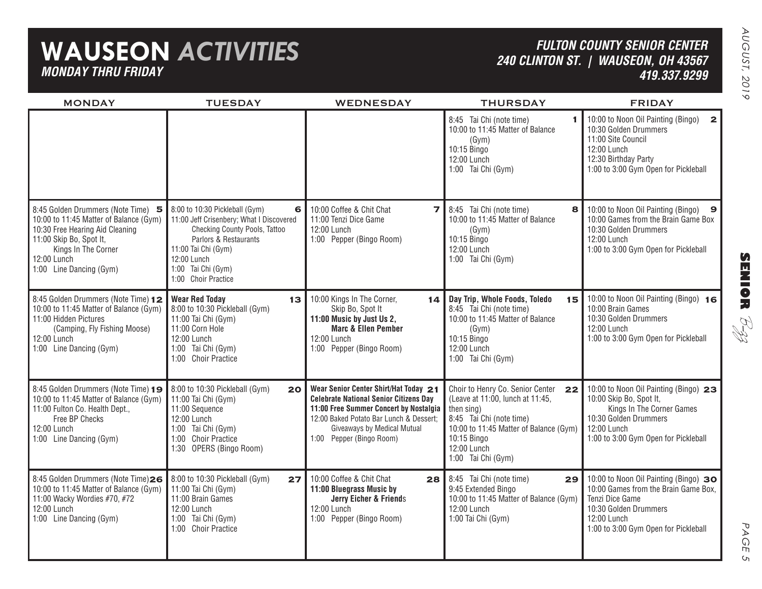# WAUSEON *ACTIVITIES*

***MONDAY THRU FRIDAY***

***FULTON COUNTY SENIOR CENTER***
***240 CLINTON ST. | WAUSEON, OH 43567***
***419.337.9299***

AUGUST, 2019

| MONDAY | TUESDAY | WEDNESDAY | THURSDAY | FRIDAY |
|---|---|---|---|---|
| | | | **1** 8:45 Tai Chi (note time)<br>10:00 to 11:45 Matter of Balance (Gym)<br>10:15 Bingo<br>12:00 Lunch<br>1:00 Tai Chi (Gym) | **2** 10:00 to Noon Oil Painting (Bingo)<br>10:30 Golden Drummers<br>11:00 Site Council<br>12:00 Lunch<br>12:30 Birthday Party<br>1:00 to 3:00 Gym Open for Pickleball |
| **5** 8:45 Golden Drummers (Note Time)<br>10:00 to 11:45 Matter of Balance (Gym)<br>10:30 Free Hearing Aid Cleaning<br>11:00 Skip Bo, Spot It, Kings In The Corner<br>12:00 Lunch<br>1:00 Line Dancing (Gym) | **6** 8:00 to 10:30 Pickleball (Gym)<br>11:00 Jeff Crisenbery; What I Discovered Checking County Pools, Tattoo Parlors & Restaurants<br>11:00 Tai Chi (Gym)<br>12:00 Lunch<br>1:00 Tai Chi (Gym)<br>1:00 Choir Practice | **7** 10:00 Coffee & Chit Chat<br>11:00 Tenzi Dice Game<br>12:00 Lunch<br>1:00 Pepper (Bingo Room) | **8** 8:45 Tai Chi (note time)<br>10:00 to 11:45 Matter of Balance (Gym)<br>10:15 Bingo<br>12:00 Lunch<br>1:00 Tai Chi (Gym) | **9** 10:00 to Noon Oil Painting (Bingo)<br>10:00 Games from the Brain Game Box<br>10:30 Golden Drummers<br>12:00 Lunch<br>1:00 to 3:00 Gym Open for Pickleball |
| **12** 8:45 Golden Drummers (Note Time)<br>10:00 to 11:45 Matter of Balance (Gym)<br>11:00 Hidden Pictures (Camping, Fly Fishing Moose)<br>12:00 Lunch<br>1:00 Line Dancing (Gym) | **13** **Wear Red Today**<br>8:00 to 10:30 Pickleball (Gym)<br>11:00 Tai Chi (Gym)<br>11:00 Corn Hole<br>12:00 Lunch<br>1:00 Tai Chi (Gym)<br>1:00 Choir Practice | **14** 10:00 Kings In The Corner, Skip Bo, Spot It<br>**11:00 Music by Just Us 2, Marc & Ellen Pember**<br>12:00 Lunch<br>1:00 Pepper (Bingo Room) | **15** **Day Trip, Whole Foods, Toledo**<br>8:45 Tai Chi (note time)<br>10:00 to 11:45 Matter of Balance (Gym)<br>10:15 Bingo<br>12:00 Lunch<br>1:00 Tai Chi (Gym) | **16** 10:00 to Noon Oil Painting (Bingo)<br>10:00 Brain Games<br>10:30 Golden Drummers<br>12:00 Lunch<br>1:00 to 3:00 Gym Open for Pickleball |
| **19** 8:45 Golden Drummers (Note Time)<br>10:00 to 11:45 Matter of Balance (Gym)<br>11:00 Fulton Co. Health Dept., Free BP Checks<br>12:00 Lunch<br>1:00 Line Dancing (Gym) | **20** 8:00 to 10:30 Pickleball (Gym)<br>11:00 Tai Chi (Gym)<br>11:00 Sequence<br>12:00 Lunch<br>1:00 Tai Chi (Gym)<br>1:00 Choir Practice<br>1:30 OPERS (Bingo Room) | **21** **Wear Senior Center Shirt/Hat Today**<br>**Celebrate National Senior Citizens Day**<br>**11:00 Free Summer Concert by Nostalgia**<br>12:00 Baked Potato Bar Lunch & Dessert; Giveaways by Medical Mutual<br>1:00 Pepper (Bingo Room) | **22** Choir to Henry Co. Senior Center (Leave at 11:00, lunch at 11:45, then sing)<br>8:45 Tai Chi (note time)<br>10:00 to 11:45 Matter of Balance (Gym)<br>10:15 Bingo<br>12:00 Lunch<br>1:00 Tai Chi (Gym) | **23** 10:00 to Noon Oil Painting (Bingo)<br>10:00 Skip Bo, Spot It, Kings In The Corner Games<br>10:30 Golden Drummers<br>12:00 Lunch<br>1:00 to 3:00 Gym Open for Pickleball |
| **26** 8:45 Golden Drummers (Note Time)<br>10:00 to 11:45 Matter of Balance (Gym)<br>11:00 Wacky Wordies #70, #72<br>12:00 Lunch<br>1:00 Line Dancing (Gym) | **27** 8:00 to 10:30 Pickleball (Gym)<br>11:00 Tai Chi (Gym)<br>11:00 Brain Games<br>12:00 Lunch<br>1:00 Tai Chi (Gym)<br>1:00 Choir Practice | **28** 10:00 Coffee & Chit Chat<br>**11:00 Bluegrass Music by Jerry Eicher & Friends**<br>12:00 Lunch<br>1:00 Pepper (Bingo Room) | **29** 8:45 Tai Chi (note time)<br>9:45 Extended Bingo<br>10:00 to 11:45 Matter of Balance (Gym)<br>12:00 Lunch<br>1:00 Tai Chi (Gym) | **30** 10:00 to Noon Oil Painting (Bingo)<br>10:00 Games from the Brain Game Box, Tenzi Dice Game<br>10:30 Golden Drummers<br>12:00 Lunch<br>1:00 to 3:00 Gym Open for Pickleball |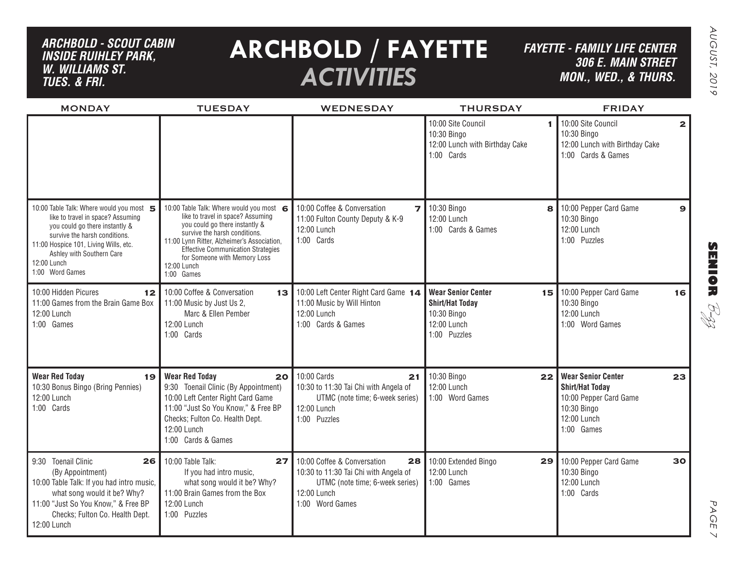*ARCHBOLD - SCOUT CABIN INSIDE RUIHLEY PARK, W. WILLIAMS ST. TUES. & FRI.*

# ARCHBOLD / FAYETTE *ACTIVITIES*

*FAYETTE - FAMILY LIFE CENTER 306 E. MAIN STREET MON., WED., & THURS.*

| MONDAY | TUESDAY | WEDNESDAY | THURSDAY | FRIDAY |
|---|---|---|---|---|
| | | | **1** 10:00 Site Council<br>10:30 Bingo<br>12:00 Lunch with Birthday Cake<br>1:00 Cards | **2** 10:00 Site Council<br>10:30 Bingo<br>12:00 Lunch with Birthday Cake<br>1:00 Cards & Games |
| **5** 10:00 Table Talk: Where would you most like to travel in space? Assuming you could go there instantly & survive the harsh conditions.<br>11:00 Hospice 101, Living Wills, etc. Ashley with Southern Care<br>12:00 Lunch<br>1:00 Word Games | **6** 10:00 Table Talk: Where would you most like to travel in space? Assuming you could go there instantly & survive the harsh conditions.<br>11:00 Lynn Ritter, Alzheimer's Association, Effective Communication Strategies for Someone with Memory Loss<br>12:00 Lunch<br>1:00 Games | **7** 10:00 Coffee & Conversation<br>11:00 Fulton County Deputy & K-9<br>12:00 Lunch<br>1:00 Cards | **8** 10:30 Bingo<br>12:00 Lunch<br>1:00 Cards & Games | **9** 10:00 Pepper Card Game<br>10:30 Bingo<br>12:00 Lunch<br>1:00 Puzzles |
| **12** 10:00 Hidden Picures<br>11:00 Games from the Brain Game Box<br>12:00 Lunch<br>1:00 Games | **13** 10:00 Coffee & Conversation<br>11:00 Music by Just Us 2, Marc & Ellen Pember<br>12:00 Lunch<br>1:00 Cards | **14** 10:00 Left Center Right Card Game<br>11:00 Music by Will Hinton<br>12:00 Lunch<br>1:00 Cards & Games | **15** **Wear Senior Center Shirt/Hat Today**<br>10:30 Bingo<br>12:00 Lunch<br>1:00 Puzzles | **16** 10:00 Pepper Card Game<br>10:30 Bingo<br>12:00 Lunch<br>1:00 Word Games |
| **19** **Wear Red Today**<br>10:30 Bonus Bingo (Bring Pennies)<br>12:00 Lunch<br>1:00 Cards | **20** **Wear Red Today**<br>9:30 Toenail Clinic (By Appointment)<br>10:00 Left Center Right Card Game<br>11:00 "Just So You Know," & Free BP Checks; Fulton Co. Health Dept.<br>12:00 Lunch<br>1:00 Cards & Games | **21** 10:00 Cards<br>10:30 to 11:30 Tai Chi with Angela of UTMC (note time; 6-week series)<br>12:00 Lunch<br>1:00 Puzzles | **22** 10:30 Bingo<br>12:00 Lunch<br>1:00 Word Games | **23** **Wear Senior Center Shirt/Hat Today**<br>10:00 Pepper Card Game<br>10:30 Bingo<br>12:00 Lunch<br>1:00 Games |
| **26** 9:30 Toenail Clinic (By Appointment)<br>10:00 Table Talk: If you had intro music, what song would it be? Why?<br>11:00 "Just So You Know," & Free BP Checks; Fulton Co. Health Dept.<br>12:00 Lunch | **27** 10:00 Table Talk: If you had intro music, what song would it be? Why?<br>11:00 Brain Games from the Box<br>12:00 Lunch<br>1:00 Puzzles | **28** 10:00 Coffee & Conversation<br>10:30 to 11:30 Tai Chi with Angela of UTMC (note time; 6-week series)<br>12:00 Lunch<br>1:00 Word Games | **29** 10:00 Extended Bingo<br>12:00 Lunch<br>1:00 Games | **30** 10:00 Pepper Card Game<br>10:30 Bingo<br>12:00 Lunch<br>1:00 Cards |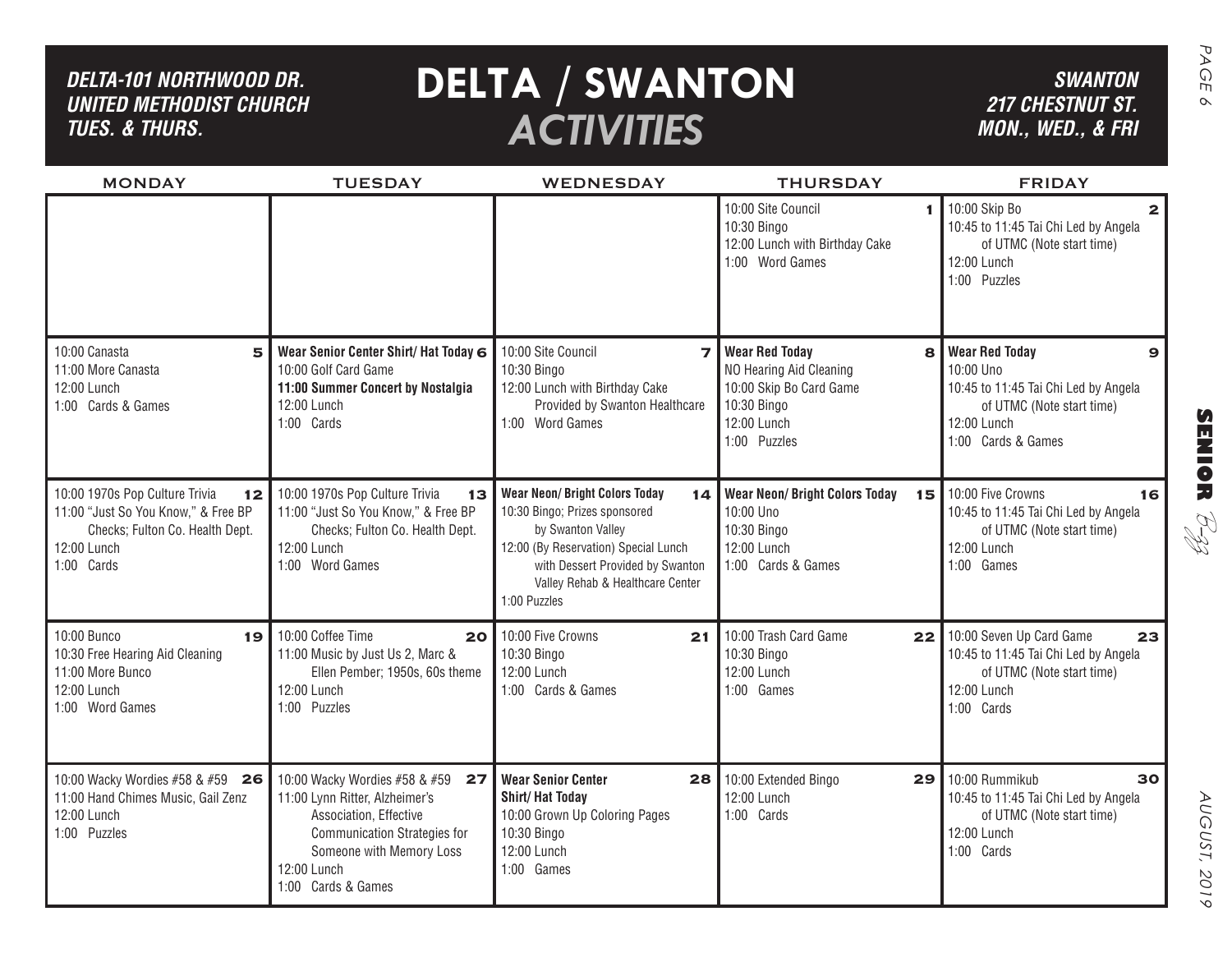*DELTA-101 NORTHWOOD DR.*
*UNITED METHODIST CHURCH*
*TUES. & THURS.*

# DELTA / SWANTON *ACTIVITIES*

*SWANTON*
*217 CHESTNUT ST.*
*MON., WED., & FRI*

| MONDAY | TUESDAY | WEDNESDAY | THURSDAY | FRIDAY |
|---|---|---|---|---|
| | | | **1** 10:00 Site Council<br>10:30 Bingo<br>12:00 Lunch with Birthday Cake<br>1:00 Word Games | **2** 10:00 Skip Bo<br>10:45 to 11:45 Tai Chi Led by Angela of UTMC (Note start time)<br>12:00 Lunch<br>1:00 Puzzles |
| **5** 10:00 Canasta<br>11:00 More Canasta<br>12:00 Lunch<br>1:00 Cards & Games | **6** **Wear Senior Center Shirt/ Hat Today**<br>10:00 Golf Card Game<br>**11:00 Summer Concert by Nostalgia**<br>12:00 Lunch<br>1:00 Cards | **7** 10:00 Site Council<br>10:30 Bingo<br>12:00 Lunch with Birthday Cake Provided by Swanton Healthcare<br>1:00 Word Games | **8** **Wear Red Today**<br>NO Hearing Aid Cleaning<br>10:00 Skip Bo Card Game<br>10:30 Bingo<br>12:00 Lunch<br>1:00 Puzzles | **9** **Wear Red Today**<br>10:00 Uno<br>10:45 to 11:45 Tai Chi Led by Angela of UTMC (Note start time)<br>12:00 Lunch<br>1:00 Cards & Games |
| **12** 10:00 1970s Pop Culture Trivia<br>11:00 "Just So You Know," & Free BP Checks; Fulton Co. Health Dept.<br>12:00 Lunch<br>1:00 Cards | **13** 10:00 1970s Pop Culture Trivia<br>11:00 "Just So You Know," & Free BP Checks; Fulton Co. Health Dept.<br>12:00 Lunch<br>1:00 Word Games | **14** **Wear Neon/ Bright Colors Today**<br>10:30 Bingo; Prizes sponsored by Swanton Valley<br>12:00 (By Reservation) Special Lunch with Dessert Provided by Swanton Valley Rehab & Healthcare Center<br>1:00 Puzzles | **15** **Wear Neon/ Bright Colors Today**<br>10:00 Uno<br>10:30 Bingo<br>12:00 Lunch<br>1:00 Cards & Games | **16** 10:00 Five Crowns<br>10:45 to 11:45 Tai Chi Led by Angela of UTMC (Note start time)<br>12:00 Lunch<br>1:00 Games |
| **19** 10:00 Bunco<br>10:30 Free Hearing Aid Cleaning<br>11:00 More Bunco<br>12:00 Lunch<br>1:00 Word Games | **20** 10:00 Coffee Time<br>11:00 Music by Just Us 2, Marc & Ellen Pember; 1950s, 60s theme<br>12:00 Lunch<br>1:00 Puzzles | **21** 10:00 Five Crowns<br>10:30 Bingo<br>12:00 Lunch<br>1:00 Cards & Games | **22** 10:00 Trash Card Game<br>10:30 Bingo<br>12:00 Lunch<br>1:00 Games | **23** 10:00 Seven Up Card Game<br>10:45 to 11:45 Tai Chi Led by Angela of UTMC (Note start time)<br>12:00 Lunch<br>1:00 Cards |
| **26** 10:00 Wacky Wordies #58 & #59<br>11:00 Hand Chimes Music, Gail Zenz<br>12:00 Lunch<br>1:00 Puzzles | **27** 10:00 Wacky Wordies #58 & #59<br>11:00 Lynn Ritter, Alzheimer's Association, Effective Communication Strategies for Someone with Memory Loss<br>12:00 Lunch<br>1:00 Cards & Games | **28** **Wear Senior Center Shirt/ Hat Today**<br>10:00 Grown Up Coloring Pages<br>10:30 Bingo<br>12:00 Lunch<br>1:00 Games | **29** 10:00 Extended Bingo<br>12:00 Lunch<br>1:00 Cards | **30** 10:00 Rummikub<br>10:45 to 11:45 Tai Chi Led by Angela of UTMC (Note start time)<br>12:00 Lunch<br>1:00 Cards |